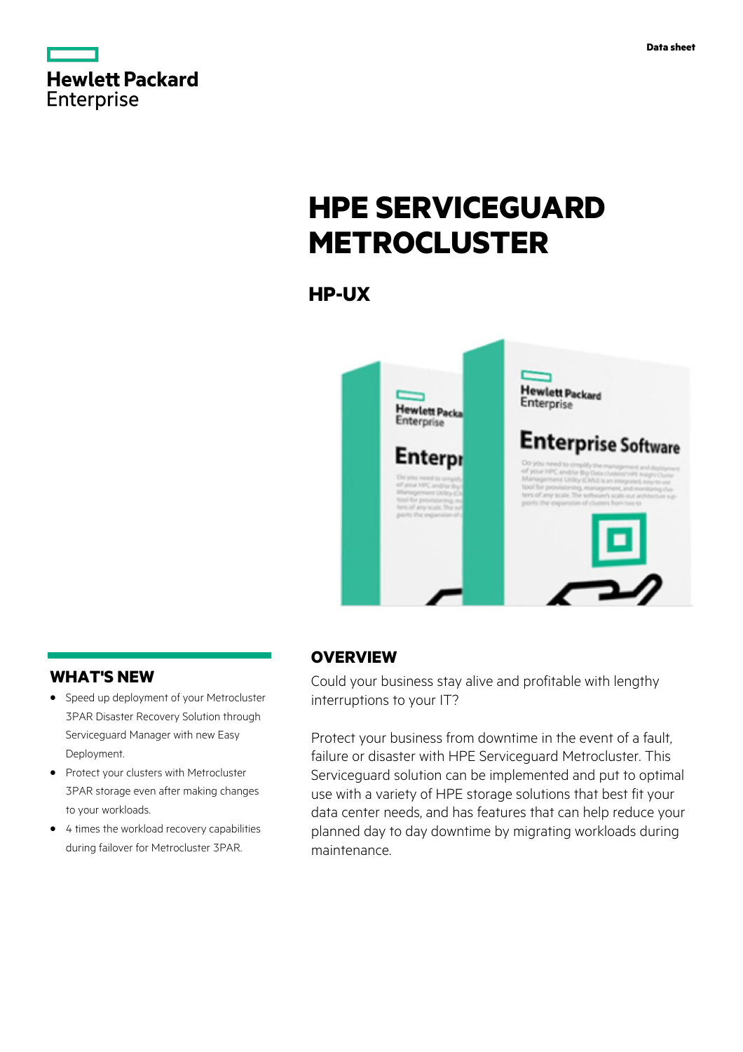Data sheet

# HPE SERVICEGUARD METROCLUSTER

## HP-UX

## OVERVIEW

Could your business stay alive and profitable with lengthy interruptions to your IT?

Protect your business from downtime in the event of a fault, failure or disaster with HPE Serviceguard Metrocluster. This Serviceguard solution can be implemented and put to optimal use with a variety of HPE storage solutions that best fit your data center needs, and has features that can help reduce your planned day to day downtime by migrating workloads during maintenance.

## WHAT'S NEW

- Speed up deployment of your Metrocluster 3PAR Disaster Recovery Solution through Serviceguard Manager with new Easy Deployment.
- Protect your clusters with Metrocluster 3PAR storage even after making changes to your workloads.
- 4 times the workload recovery capabilities during failover for Metrocluster 3PAR.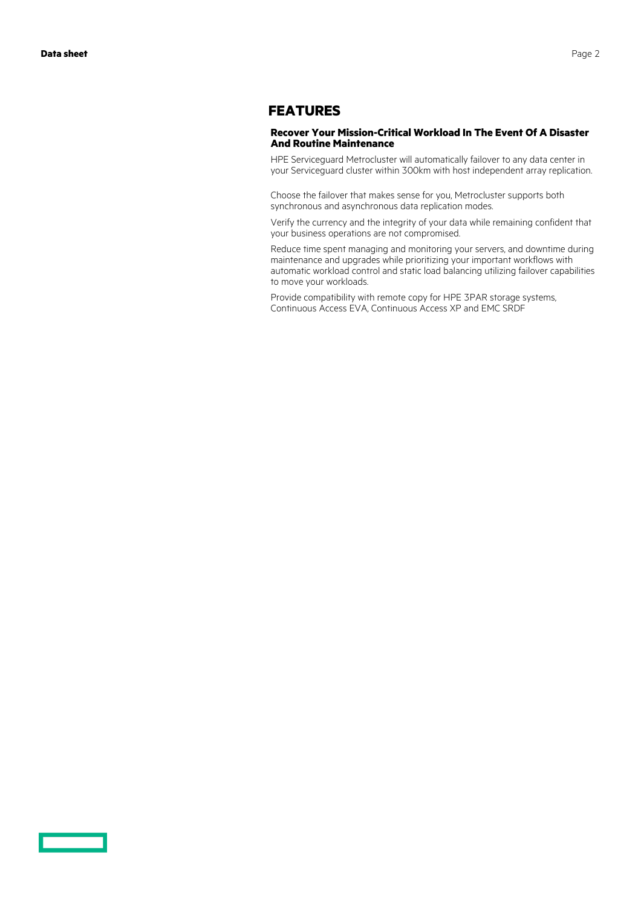## FEATURES

### Recover Your Mission-Critical Workload In The Event Of A Disaster And Routine Maintenance

HPE Serviceguard Metrocluster will automatically failover to any data center in your Serviceguard cluster within 300km with host independent array replication.

Choose the failover that makes sense for you, Metrocluster supports both synchronous and asynchronous data replication modes.

Verify the currency and the integrity of your data while remaining confident that your business operations are not compromised.

Reduce time spent managing and monitoring your servers, and downtime during maintenance and upgrades while prioritizing your important workflows with automatic workload control and static load balancing utilizing failover capabilities to move your workloads.

Provide compatibility with remote copy for HPE 3PAR storage systems, Continuous Access EVA, Continuous Access XP and EMC SRDF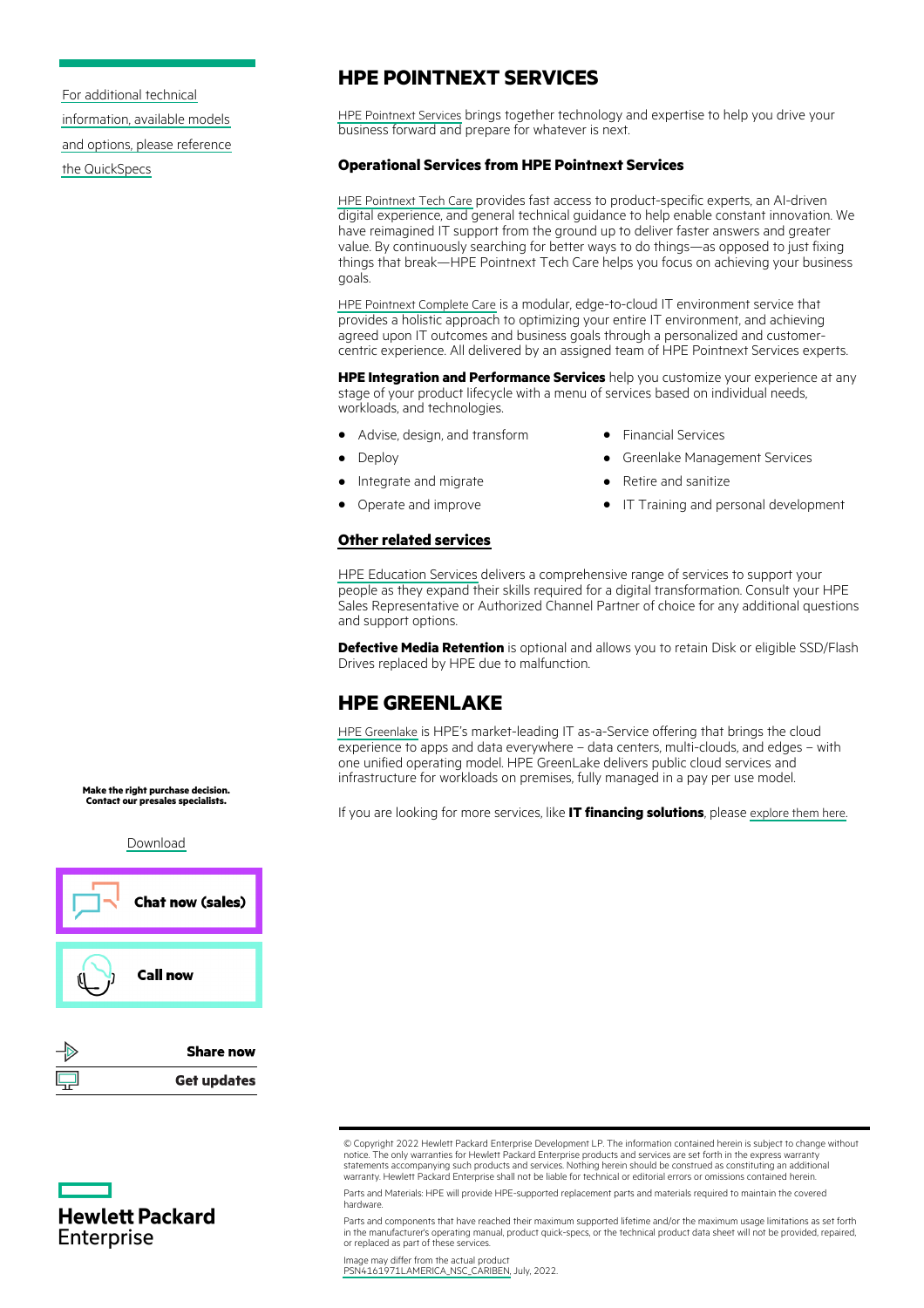For additional technical information, available models and options, please reference the QuickSpecs

# HPE POINTNEXT SERVICES

HPE Pointnext Services brings together technology and expertise to help you drive your business forward and prepare for whatever is next.

### Operational Services from HPE Pointnext Services

HPE Pointnext Tech Care provides fast access to product-specific experts, an AI-driven digital experience, and general technical guidance to help enable constant innovation. We have reimagined IT support from the ground up to deliver faster answers and greater value. By continuously searching for better ways to do things—as opposed to just fixing things that break—HPE Pointnext Tech Care helps you focus on achieving your business goals.

HPE Pointnext Complete Care is a modular, edge-to-cloud IT environment service that provides a holistic approach to optimizing your entire IT environment, and achieving agreed upon IT outcomes and business goals through a personalized and customer-centric experience. All delivered by an assigned team of HPE Pointnext Services experts.

**HPE Integration and Performance Services** help you customize your experience at any stage of your product lifecycle with a menu of services based on individual needs, workloads, and technologies.

- Advise, design, and transform
- Deploy
- Integrate and migrate
- Operate and improve
- Financial Services
- Greenlake Management Services
- Retire and sanitize
- IT Training and personal development

### Other related services

HPE Education Services delivers a comprehensive range of services to support your people as they expand their skills required for a digital transformation. Consult your HPE Sales Representative or Authorized Channel Partner of choice for any additional questions and support options.

**Defective Media Retention** is optional and allows you to retain Disk or eligible SSD/Flash Drives replaced by HPE due to malfunction.

# HPE GREENLAKE

HPE Greenlake is HPE's market-leading IT as-a-Service offering that brings the cloud experience to apps and data everywhere – data centers, multi-clouds, and edges – with one unified operating model. HPE GreenLake delivers public cloud services and infrastructure for workloads on premises, fully managed in a pay per use model.

If you are looking for more services, like **IT financing solutions**, please explore them here.

**Make the right purchase decision. Contact our presales specialists.**

Download

Chat now (sales)

Call now

Share now

Get updates

Hewlett Packard Enterprise

© Copyright 2022 Hewlett Packard Enterprise Development LP. The information contained herein is subject to change without notice. The only warranties for Hewlett Packard Enterprise products and services are set forth in the express warranty statements accompanying such products and services. Nothing herein should be construed as constituting an additional warranty. Hewlett Packard Enterprise shall not be liable for technical or editorial errors or omissions contained herein.

Parts and Materials: HPE will provide HPE-supported replacement parts and materials required to maintain the covered hardware.

Parts and components that have reached their maximum supported lifetime and/or the maximum usage limitations as set forth in the manufacturer's operating manual, product quick-specs, or the technical product data sheet will not be provided, repaired, or replaced as part of these services.

Image may differ from the actual product
PSN4161971LAMERICA_NSC_CARIBEN, July, 2022.